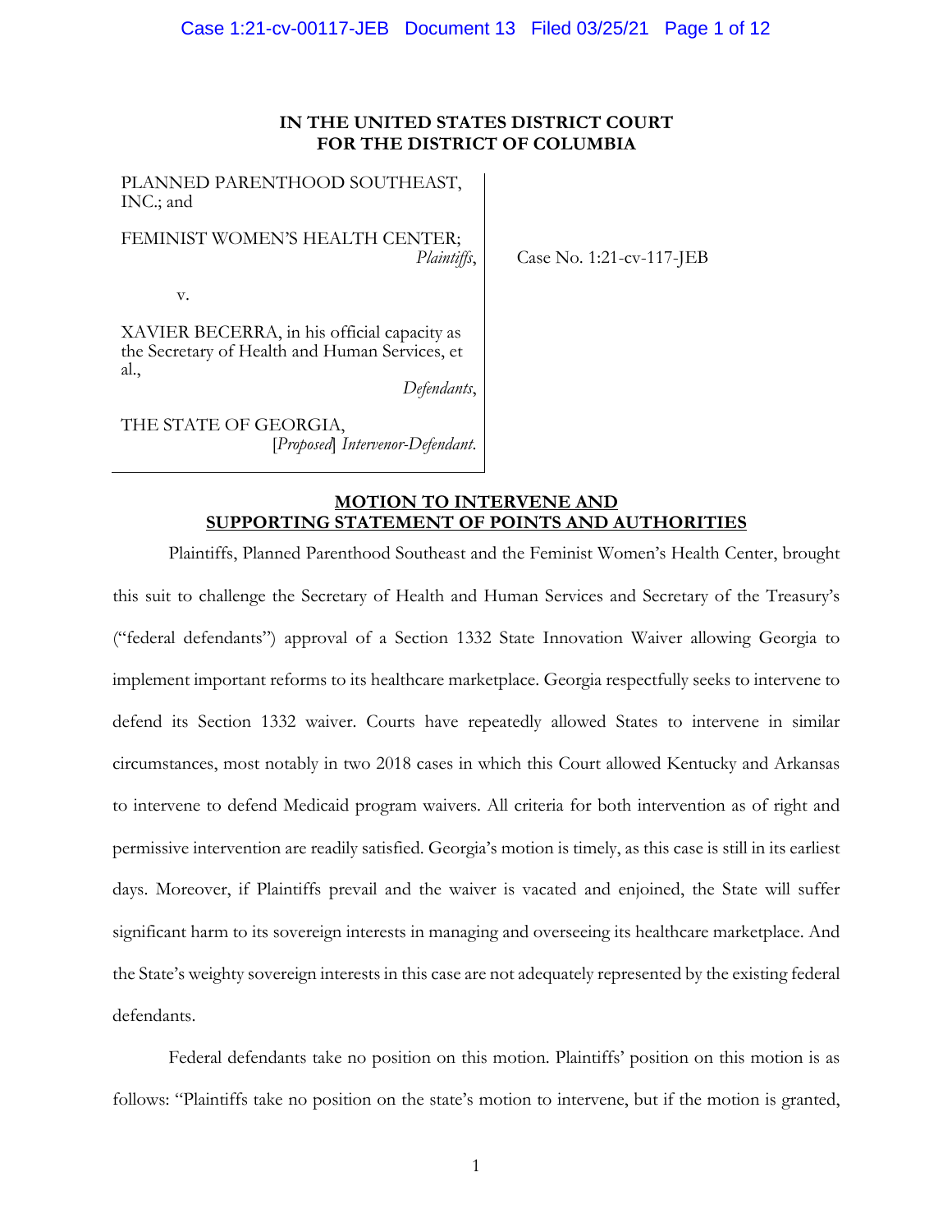**IN THE UNITED STATES DISTRICT COURT**
**FOR THE DISTRICT OF COLUMBIA**

PLANNED PARENTHOOD SOUTHEAST, INC.; and

FEMINIST WOMEN'S HEALTH CENTER;
*Plaintiffs*,

v.

XAVIER BECERRA, in his official capacity as the Secretary of Health and Human Services, et al.,
*Defendants*,

THE STATE OF GEORGIA,
[*Proposed*] *Intervenor-Defendant*.

Case No. 1:21-cv-117-JEB

**MOTION TO INTERVENE AND SUPPORTING STATEMENT OF POINTS AND AUTHORITIES**

Plaintiffs, Planned Parenthood Southeast and the Feminist Women's Health Center, brought this suit to challenge the Secretary of Health and Human Services and Secretary of the Treasury's ("federal defendants") approval of a Section 1332 State Innovation Waiver allowing Georgia to implement important reforms to its healthcare marketplace. Georgia respectfully seeks to intervene to defend its Section 1332 waiver. Courts have repeatedly allowed States to intervene in similar circumstances, most notably in two 2018 cases in which this Court allowed Kentucky and Arkansas to intervene to defend Medicaid program waivers. All criteria for both intervention as of right and permissive intervention are readily satisfied. Georgia's motion is timely, as this case is still in its earliest days. Moreover, if Plaintiffs prevail and the waiver is vacated and enjoined, the State will suffer significant harm to its sovereign interests in managing and overseeing its healthcare marketplace. And the State's weighty sovereign interests in this case are not adequately represented by the existing federal defendants.

Federal defendants take no position on this motion. Plaintiffs' position on this motion is as follows: "Plaintiffs take no position on the state's motion to intervene, but if the motion is granted,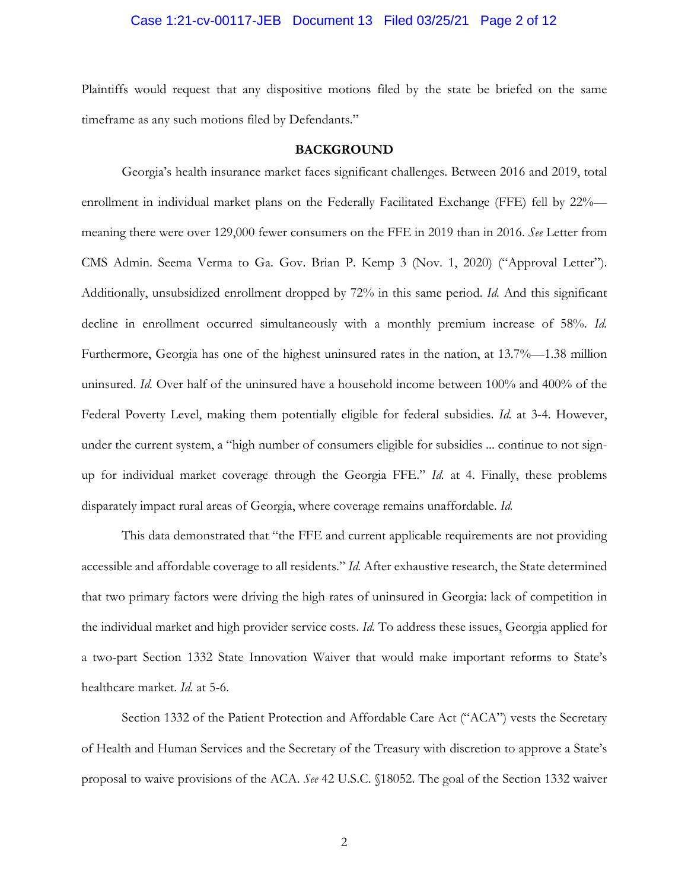Plaintiffs would request that any dispositive motions filed by the state be briefed on the same timeframe as any such motions filed by Defendants."

## BACKGROUND

Georgia's health insurance market faces significant challenges. Between 2016 and 2019, total enrollment in individual market plans on the Federally Facilitated Exchange (FFE) fell by 22%—meaning there were over 129,000 fewer consumers on the FFE in 2019 than in 2016. *See* Letter from CMS Admin. Seema Verma to Ga. Gov. Brian P. Kemp 3 (Nov. 1, 2020) ("Approval Letter"). Additionally, unsubsidized enrollment dropped by 72% in this same period. *Id.* And this significant decline in enrollment occurred simultaneously with a monthly premium increase of 58%. *Id.* Furthermore, Georgia has one of the highest uninsured rates in the nation, at 13.7%—1.38 million uninsured. *Id.* Over half of the uninsured have a household income between 100% and 400% of the Federal Poverty Level, making them potentially eligible for federal subsidies. *Id.* at 3-4. However, under the current system, a "high number of consumers eligible for subsidies ... continue to not sign-up for individual market coverage through the Georgia FFE." *Id.* at 4. Finally, these problems disparately impact rural areas of Georgia, where coverage remains unaffordable. *Id.*

This data demonstrated that "the FFE and current applicable requirements are not providing accessible and affordable coverage to all residents." *Id.* After exhaustive research, the State determined that two primary factors were driving the high rates of uninsured in Georgia: lack of competition in the individual market and high provider service costs. *Id.* To address these issues, Georgia applied for a two-part Section 1332 State Innovation Waiver that would make important reforms to State's healthcare market. *Id.* at 5-6.

Section 1332 of the Patient Protection and Affordable Care Act ("ACA") vests the Secretary of Health and Human Services and the Secretary of the Treasury with discretion to approve a State's proposal to waive provisions of the ACA. *See* 42 U.S.C. §18052. The goal of the Section 1332 waiver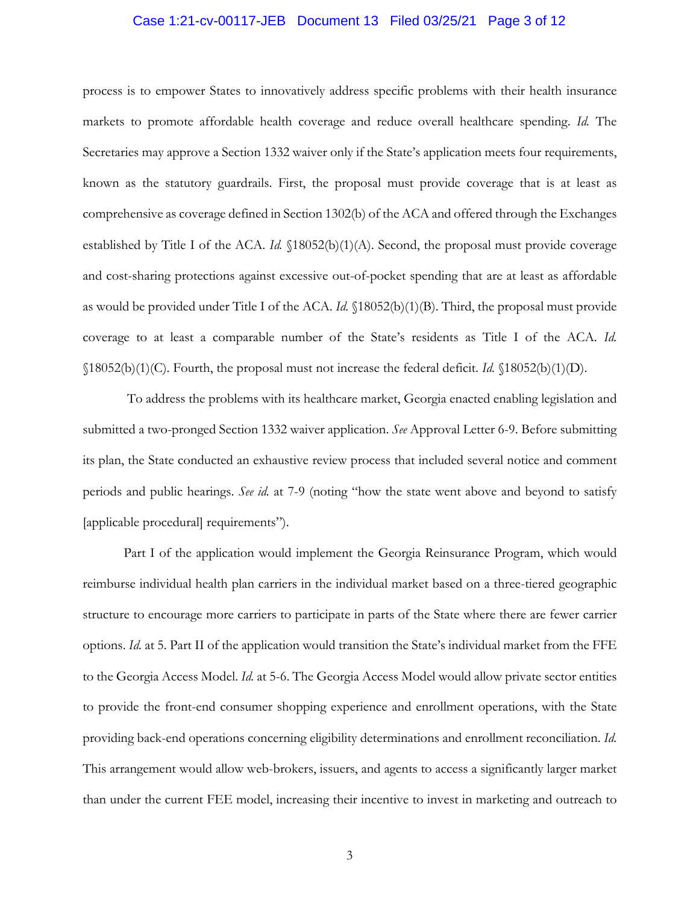process is to empower States to innovatively address specific problems with their health insurance markets to promote affordable health coverage and reduce overall healthcare spending. *Id.* The Secretaries may approve a Section 1332 waiver only if the State's application meets four requirements, known as the statutory guardrails. First, the proposal must provide coverage that is at least as comprehensive as coverage defined in Section 1302(b) of the ACA and offered through the Exchanges established by Title I of the ACA. *Id.* §18052(b)(1)(A). Second, the proposal must provide coverage and cost-sharing protections against excessive out-of-pocket spending that are at least as affordable as would be provided under Title I of the ACA. *Id.* §18052(b)(1)(B). Third, the proposal must provide coverage to at least a comparable number of the State's residents as Title I of the ACA. *Id.* §18052(b)(1)(C). Fourth, the proposal must not increase the federal deficit. *Id.* §18052(b)(1)(D).

To address the problems with its healthcare market, Georgia enacted enabling legislation and submitted a two-pronged Section 1332 waiver application. *See* Approval Letter 6-9. Before submitting its plan, the State conducted an exhaustive review process that included several notice and comment periods and public hearings. *See id.* at 7-9 (noting "how the state went above and beyond to satisfy [applicable procedural] requirements").

Part I of the application would implement the Georgia Reinsurance Program, which would reimburse individual health plan carriers in the individual market based on a three-tiered geographic structure to encourage more carriers to participate in parts of the State where there are fewer carrier options. *Id.* at 5. Part II of the application would transition the State's individual market from the FFE to the Georgia Access Model. *Id.* at 5-6. The Georgia Access Model would allow private sector entities to provide the front-end consumer shopping experience and enrollment operations, with the State providing back-end operations concerning eligibility determinations and enrollment reconciliation. *Id.* This arrangement would allow web-brokers, issuers, and agents to access a significantly larger market than under the current FEE model, increasing their incentive to invest in marketing and outreach to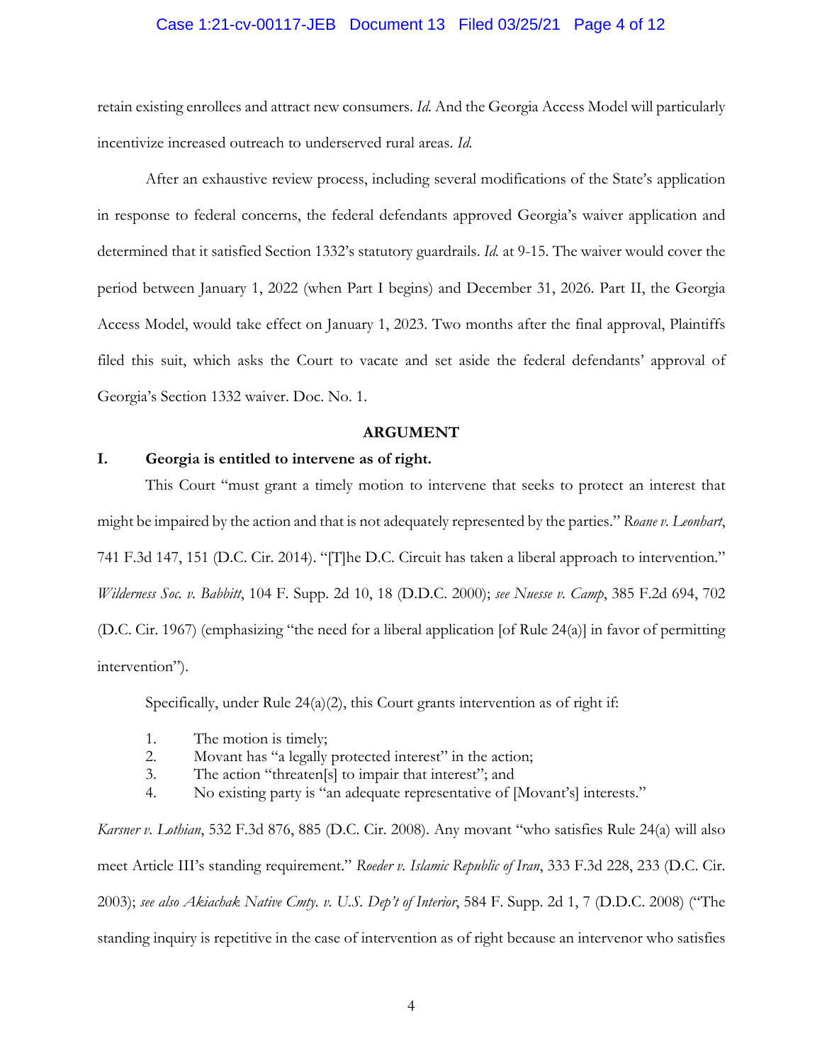retain existing enrollees and attract new consumers. *Id.* And the Georgia Access Model will particularly incentivize increased outreach to underserved rural areas. *Id.*

After an exhaustive review process, including several modifications of the State's application in response to federal concerns, the federal defendants approved Georgia's waiver application and determined that it satisfied Section 1332's statutory guardrails. *Id.* at 9-15. The waiver would cover the period between January 1, 2022 (when Part I begins) and December 31, 2026. Part II, the Georgia Access Model, would take effect on January 1, 2023. Two months after the final approval, Plaintiffs filed this suit, which asks the Court to vacate and set aside the federal defendants' approval of Georgia's Section 1332 waiver. Doc. No. 1.

## ARGUMENT

### I. Georgia is entitled to intervene as of right.

This Court "must grant a timely motion to intervene that seeks to protect an interest that might be impaired by the action and that is not adequately represented by the parties." *Roane v. Leonhart*, 741 F.3d 147, 151 (D.C. Cir. 2014). "[T]he D.C. Circuit has taken a liberal approach to intervention." *Wilderness Soc. v. Babbitt*, 104 F. Supp. 2d 10, 18 (D.D.C. 2000); *see Nuesse v. Camp*, 385 F.2d 694, 702 (D.C. Cir. 1967) (emphasizing "the need for a liberal application [of Rule 24(a)] in favor of permitting intervention").

Specifically, under Rule 24(a)(2), this Court grants intervention as of right if:

1. The motion is timely;
2. Movant has "a legally protected interest" in the action;
3. The action "threaten[s] to impair that interest"; and
4. No existing party is "an adequate representative of [Movant's] interests."

*Karsner v. Lothian*, 532 F.3d 876, 885 (D.C. Cir. 2008). Any movant "who satisfies Rule 24(a) will also meet Article III's standing requirement." *Roeder v. Islamic Republic of Iran*, 333 F.3d 228, 233 (D.C. Cir. 2003); *see also Akiachak Native Cmty. v. U.S. Dep't of Interior*, 584 F. Supp. 2d 1, 7 (D.D.C. 2008) ("The standing inquiry is repetitive in the case of intervention as of right because an intervenor who satisfies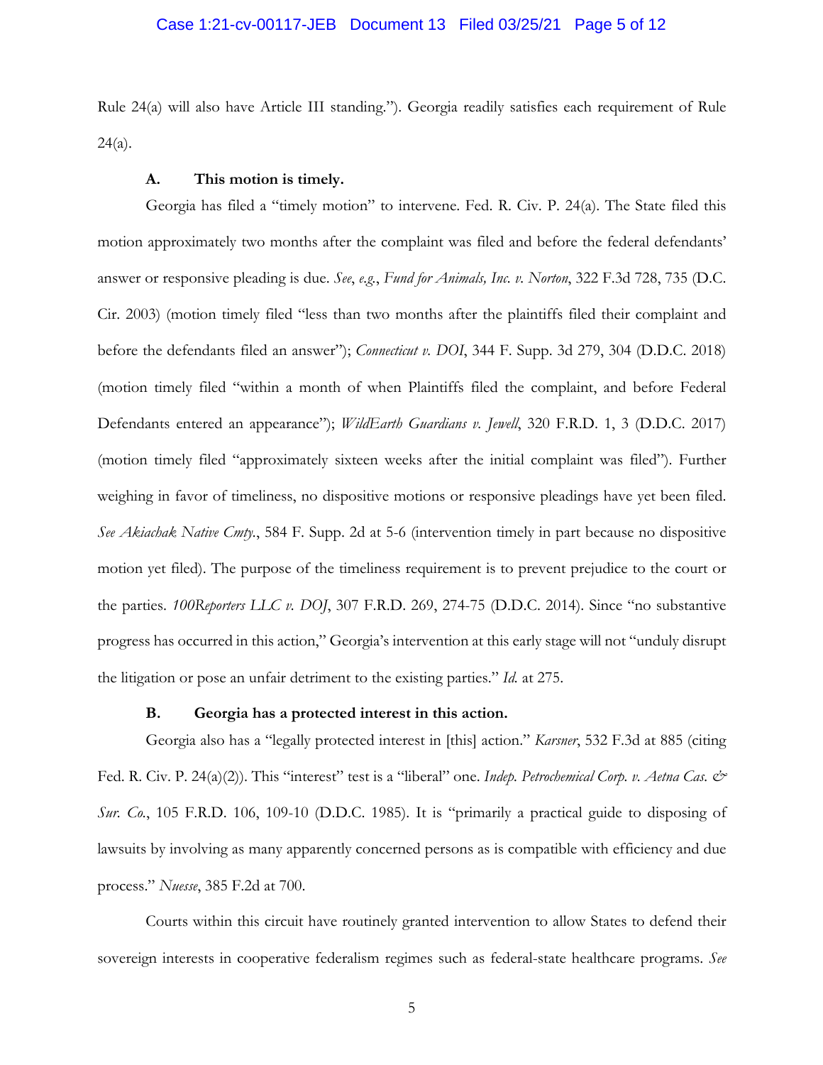Rule 24(a) will also have Article III standing."). Georgia readily satisfies each requirement of Rule 24(a).

### A. This motion is timely.

Georgia has filed a "timely motion" to intervene. Fed. R. Civ. P. 24(a). The State filed this motion approximately two months after the complaint was filed and before the federal defendants' answer or responsive pleading is due. *See*, *e.g.*, *Fund for Animals, Inc. v. Norton*, 322 F.3d 728, 735 (D.C. Cir. 2003) (motion timely filed "less than two months after the plaintiffs filed their complaint and before the defendants filed an answer"); *Connecticut v. DOI*, 344 F. Supp. 3d 279, 304 (D.D.C. 2018) (motion timely filed "within a month of when Plaintiffs filed the complaint, and before Federal Defendants entered an appearance"); *WildEarth Guardians v. Jewell*, 320 F.R.D. 1, 3 (D.D.C. 2017) (motion timely filed "approximately sixteen weeks after the initial complaint was filed"). Further weighing in favor of timeliness, no dispositive motions or responsive pleadings have yet been filed. *See Akiachak Native Cmty.*, 584 F. Supp. 2d at 5-6 (intervention timely in part because no dispositive motion yet filed). The purpose of the timeliness requirement is to prevent prejudice to the court or the parties. *100Reporters LLC v. DOJ*, 307 F.R.D. 269, 274-75 (D.D.C. 2014). Since "no substantive progress has occurred in this action," Georgia's intervention at this early stage will not "unduly disrupt the litigation or pose an unfair detriment to the existing parties." *Id.* at 275.

### B. Georgia has a protected interest in this action.

Georgia also has a "legally protected interest in [this] action." *Karsner*, 532 F.3d at 885 (citing Fed. R. Civ. P. 24(a)(2)). This "interest" test is a "liberal" one. *Indep. Petrochemical Corp. v. Aetna Cas. & Sur. Co.*, 105 F.R.D. 106, 109-10 (D.D.C. 1985). It is "primarily a practical guide to disposing of lawsuits by involving as many apparently concerned persons as is compatible with efficiency and due process." *Nuesse*, 385 F.2d at 700.

Courts within this circuit have routinely granted intervention to allow States to defend their sovereign interests in cooperative federalism regimes such as federal-state healthcare programs. *See*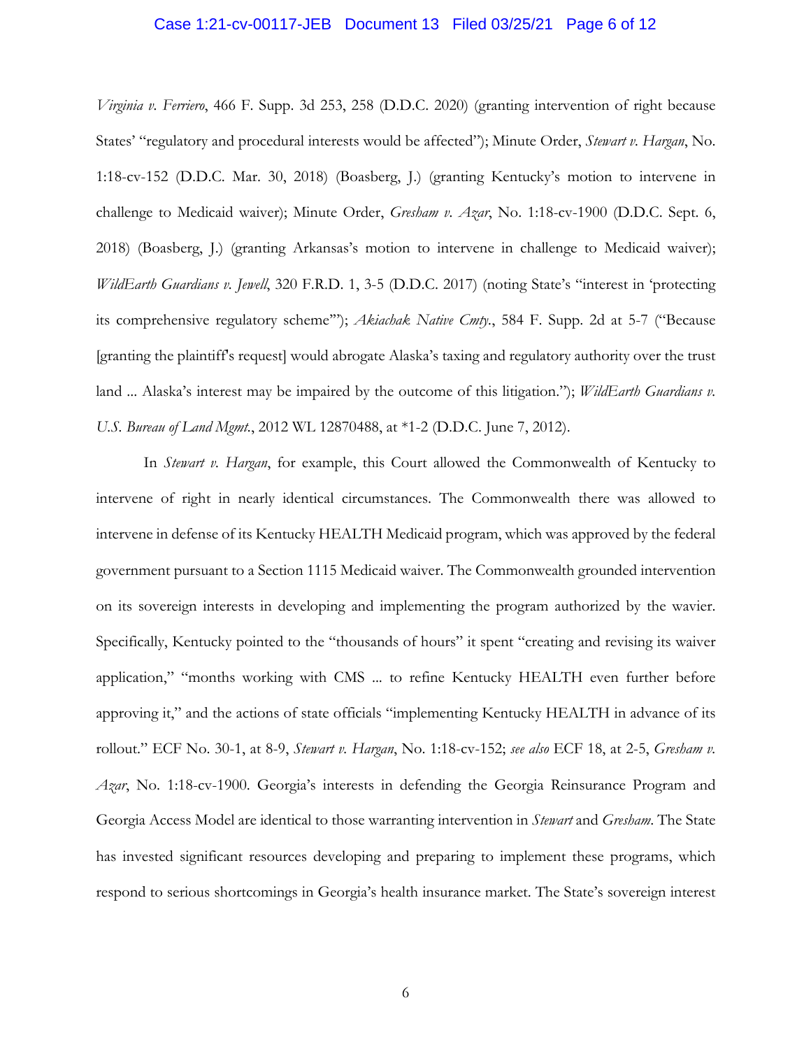*Virginia v. Ferriero*, 466 F. Supp. 3d 253, 258 (D.D.C. 2020) (granting intervention of right because States' "regulatory and procedural interests would be affected"); Minute Order, *Stewart v. Hargan*, No. 1:18-cv-152 (D.D.C. Mar. 30, 2018) (Boasberg, J.) (granting Kentucky's motion to intervene in challenge to Medicaid waiver); Minute Order, *Gresham v. Azar*, No. 1:18-cv-1900 (D.D.C. Sept. 6, 2018) (Boasberg, J.) (granting Arkansas's motion to intervene in challenge to Medicaid waiver); *WildEarth Guardians v. Jewell*, 320 F.R.D. 1, 3-5 (D.D.C. 2017) (noting State's "interest in 'protecting its comprehensive regulatory scheme'"); *Akiachak Native Cmty.*, 584 F. Supp. 2d at 5-7 ("Because [granting the plaintiff's request] would abrogate Alaska's taxing and regulatory authority over the trust land ... Alaska's interest may be impaired by the outcome of this litigation."); *WildEarth Guardians v. U.S. Bureau of Land Mgmt.*, 2012 WL 12870488, at *1-2 (D.D.C. June 7, 2012).

In *Stewart v. Hargan*, for example, this Court allowed the Commonwealth of Kentucky to intervene of right in nearly identical circumstances. The Commonwealth there was allowed to intervene in defense of its Kentucky HEALTH Medicaid program, which was approved by the federal government pursuant to a Section 1115 Medicaid waiver. The Commonwealth grounded intervention on its sovereign interests in developing and implementing the program authorized by the wavier. Specifically, Kentucky pointed to the "thousands of hours" it spent "creating and revising its waiver application," "months working with CMS ... to refine Kentucky HEALTH even further before approving it," and the actions of state officials "implementing Kentucky HEALTH in advance of its rollout." ECF No. 30-1, at 8-9, *Stewart v. Hargan*, No. 1:18-cv-152; *see also* ECF 18, at 2-5, *Gresham v. Azar*, No. 1:18-cv-1900. Georgia's interests in defending the Georgia Reinsurance Program and Georgia Access Model are identical to those warranting intervention in *Stewart* and *Gresham*. The State has invested significant resources developing and preparing to implement these programs, which respond to serious shortcomings in Georgia's health insurance market. The State's sovereign interest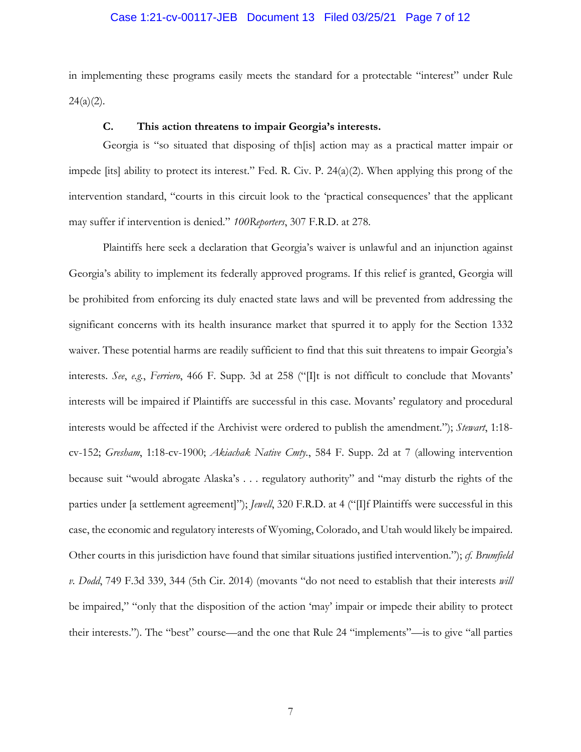in implementing these programs easily meets the standard for a protectable "interest" under Rule 24(a)(2).

### C. This action threatens to impair Georgia's interests.

Georgia is "so situated that disposing of th[is] action may as a practical matter impair or impede [its] ability to protect its interest." Fed. R. Civ. P. 24(a)(2). When applying this prong of the intervention standard, "courts in this circuit look to the 'practical consequences' that the applicant may suffer if intervention is denied." *100Reporters*, 307 F.R.D. at 278.

Plaintiffs here seek a declaration that Georgia's waiver is unlawful and an injunction against Georgia's ability to implement its federally approved programs. If this relief is granted, Georgia will be prohibited from enforcing its duly enacted state laws and will be prevented from addressing the significant concerns with its health insurance market that spurred it to apply for the Section 1332 waiver. These potential harms are readily sufficient to find that this suit threatens to impair Georgia's interests. *See*, *e.g.*, *Ferriero*, 466 F. Supp. 3d at 258 ("[I]t is not difficult to conclude that Movants' interests will be impaired if Plaintiffs are successful in this case. Movants' regulatory and procedural interests would be affected if the Archivist were ordered to publish the amendment."); *Stewart*, 1:18-cv-152; *Gresham*, 1:18-cv-1900; *Akiachak Native Cmty.*, 584 F. Supp. 2d at 7 (allowing intervention because suit "would abrogate Alaska's . . . regulatory authority" and "may disturb the rights of the parties under [a settlement agreement]"); *Jewell*, 320 F.R.D. at 4 ("[I]f Plaintiffs were successful in this case, the economic and regulatory interests of Wyoming, Colorado, and Utah would likely be impaired. Other courts in this jurisdiction have found that similar situations justified intervention."); *cf. Brumfield v. Dodd*, 749 F.3d 339, 344 (5th Cir. 2014) (movants "do not need to establish that their interests *will* be impaired," "only that the disposition of the action 'may' impair or impede their ability to protect their interests."). The "best" course—and the one that Rule 24 "implements"—is to give "all parties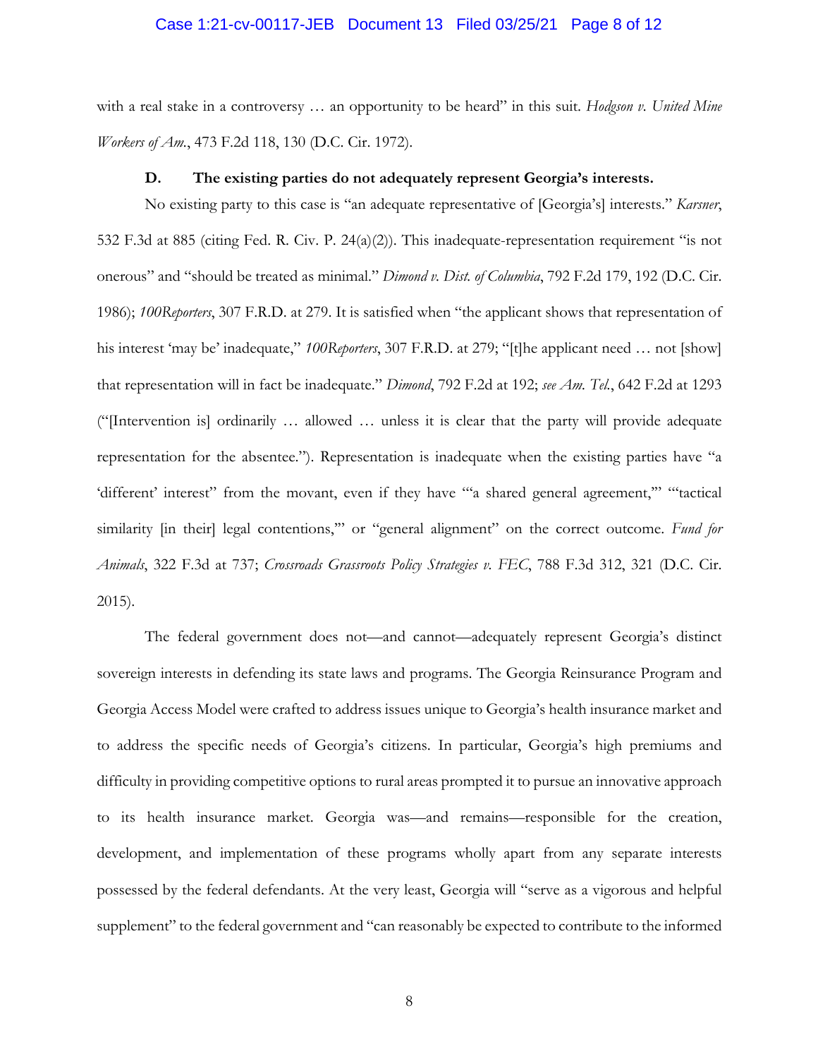with a real stake in a controversy … an opportunity to be heard" in this suit. *Hodgson v. United Mine Workers of Am.*, 473 F.2d 118, 130 (D.C. Cir. 1972).

### D. The existing parties do not adequately represent Georgia's interests.

No existing party to this case is "an adequate representative of [Georgia's] interests." *Karsner*, 532 F.3d at 885 (citing Fed. R. Civ. P. 24(a)(2)). This inadequate-representation requirement "is not onerous" and "should be treated as minimal." *Dimond v. Dist. of Columbia*, 792 F.2d 179, 192 (D.C. Cir. 1986); *100Reporters*, 307 F.R.D. at 279. It is satisfied when "the applicant shows that representation of his interest 'may be' inadequate," *100Reporters*, 307 F.R.D. at 279; "[t]he applicant need … not [show] that representation will in fact be inadequate." *Dimond*, 792 F.2d at 192; *see Am. Tel.*, 642 F.2d at 1293 ("[Intervention is] ordinarily … allowed … unless it is clear that the party will provide adequate representation for the absentee."). Representation is inadequate when the existing parties have "a 'different' interest" from the movant, even if they have "'a shared general agreement,'" "'tactical similarity [in their] legal contentions,'" or "general alignment" on the correct outcome. *Fund for Animals*, 322 F.3d at 737; *Crossroads Grassroots Policy Strategies v. FEC*, 788 F.3d 312, 321 (D.C. Cir. 2015).

The federal government does not—and cannot—adequately represent Georgia's distinct sovereign interests in defending its state laws and programs. The Georgia Reinsurance Program and Georgia Access Model were crafted to address issues unique to Georgia's health insurance market and to address the specific needs of Georgia's citizens. In particular, Georgia's high premiums and difficulty in providing competitive options to rural areas prompted it to pursue an innovative approach to its health insurance market. Georgia was—and remains—responsible for the creation, development, and implementation of these programs wholly apart from any separate interests possessed by the federal defendants. At the very least, Georgia will "serve as a vigorous and helpful supplement" to the federal government and "can reasonably be expected to contribute to the informed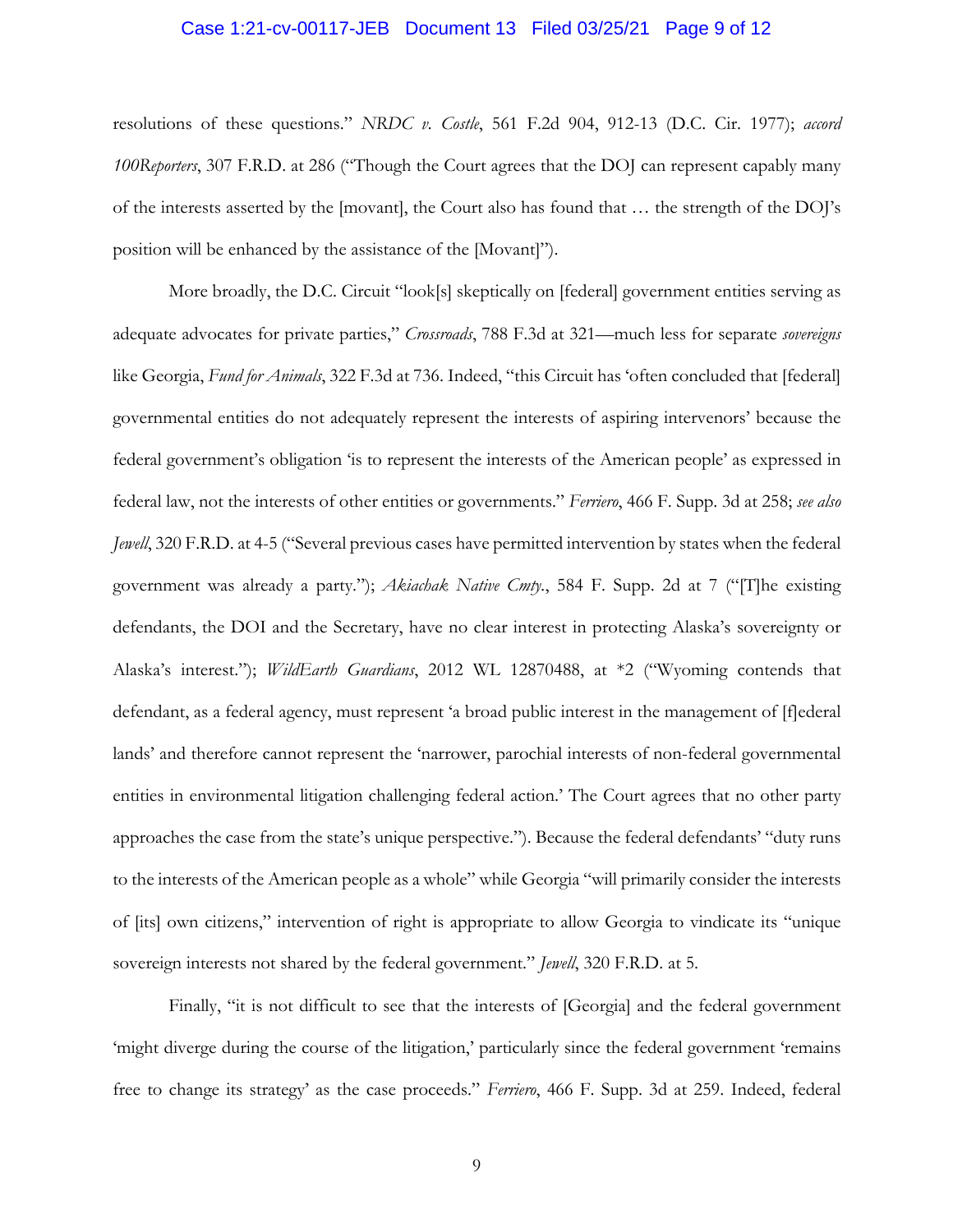resolutions of these questions." *NRDC v. Costle*, 561 F.2d 904, 912-13 (D.C. Cir. 1977); *accord 100Reporters*, 307 F.R.D. at 286 ("Though the Court agrees that the DOJ can represent capably many of the interests asserted by the [movant], the Court also has found that … the strength of the DOJ's position will be enhanced by the assistance of the [Movant]").

More broadly, the D.C. Circuit "look[s] skeptically on [federal] government entities serving as adequate advocates for private parties," *Crossroads*, 788 F.3d at 321—much less for separate *sovereigns* like Georgia, *Fund for Animals*, 322 F.3d at 736. Indeed, "this Circuit has 'often concluded that [federal] governmental entities do not adequately represent the interests of aspiring intervenors' because the federal government's obligation 'is to represent the interests of the American people' as expressed in federal law, not the interests of other entities or governments." *Ferriero*, 466 F. Supp. 3d at 258; *see also Jewell*, 320 F.R.D. at 4-5 ("Several previous cases have permitted intervention by states when the federal government was already a party."); *Akiachak Native Cmty.*, 584 F. Supp. 2d at 7 ("[T]he existing defendants, the DOI and the Secretary, have no clear interest in protecting Alaska's sovereignty or Alaska's interest."); *WildEarth Guardians*, 2012 WL 12870488, at *2 ("Wyoming contends that defendant, as a federal agency, must represent 'a broad public interest in the management of [f]ederal lands' and therefore cannot represent the 'narrower, parochial interests of non-federal governmental entities in environmental litigation challenging federal action.' The Court agrees that no other party approaches the case from the state's unique perspective."). Because the federal defendants' "duty runs to the interests of the American people as a whole" while Georgia "will primarily consider the interests of [its] own citizens," intervention of right is appropriate to allow Georgia to vindicate its "unique sovereign interests not shared by the federal government." *Jewell*, 320 F.R.D. at 5.

Finally, "it is not difficult to see that the interests of [Georgia] and the federal government 'might diverge during the course of the litigation,' particularly since the federal government 'remains free to change its strategy' as the case proceeds." *Ferriero*, 466 F. Supp. 3d at 259. Indeed, federal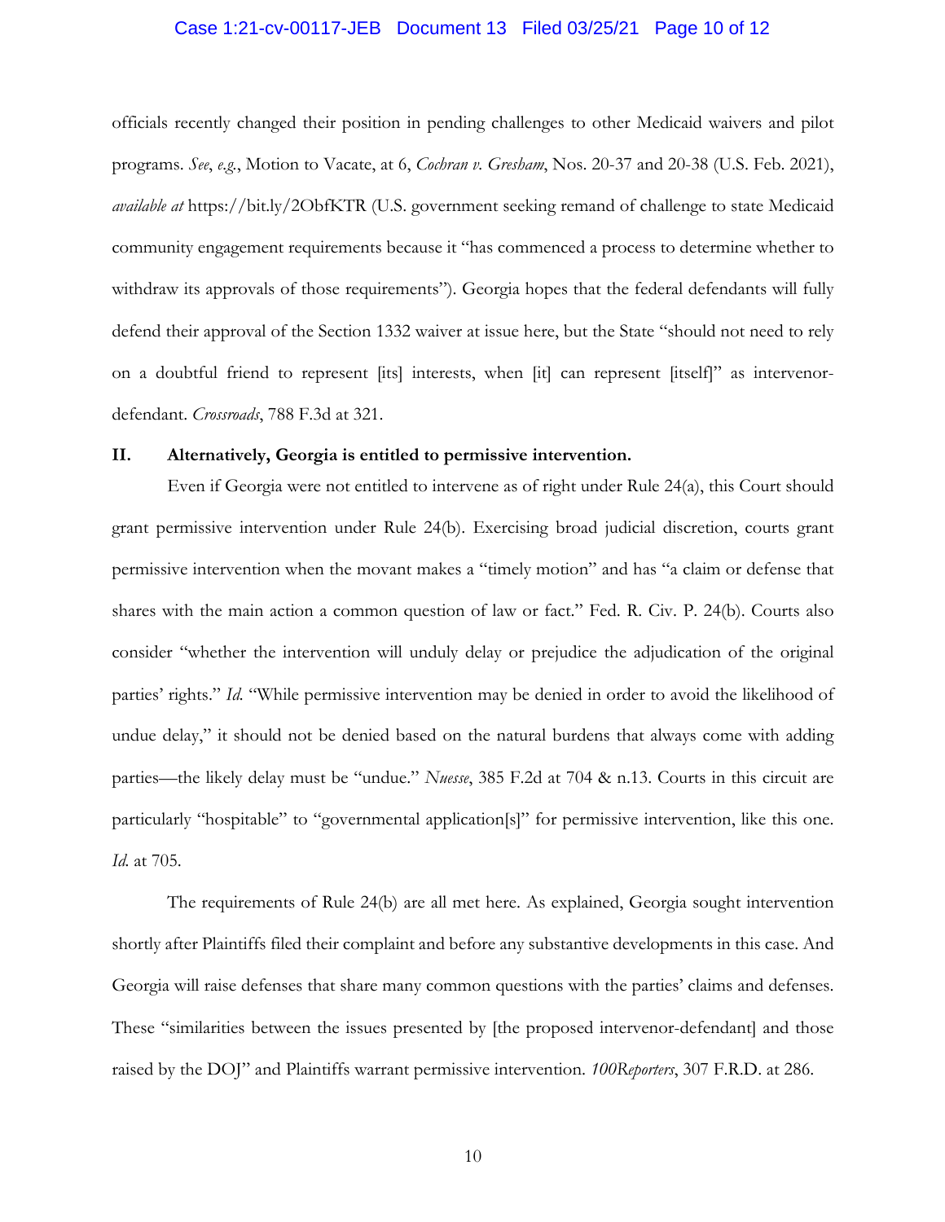officials recently changed their position in pending challenges to other Medicaid waivers and pilot programs. *See*, *e.g.*, Motion to Vacate, at 6, *Cochran v. Gresham*, Nos. 20-37 and 20-38 (U.S. Feb. 2021), *available at* https://bit.ly/2ObfKTR (U.S. government seeking remand of challenge to state Medicaid community engagement requirements because it "has commenced a process to determine whether to withdraw its approvals of those requirements"). Georgia hopes that the federal defendants will fully defend their approval of the Section 1332 waiver at issue here, but the State "should not need to rely on a doubtful friend to represent [its] interests, when [it] can represent [itself]" as intervenor-defendant. *Crossroads*, 788 F.3d at 321.

## II. Alternatively, Georgia is entitled to permissive intervention.

Even if Georgia were not entitled to intervene as of right under Rule 24(a), this Court should grant permissive intervention under Rule 24(b). Exercising broad judicial discretion, courts grant permissive intervention when the movant makes a "timely motion" and has "a claim or defense that shares with the main action a common question of law or fact." Fed. R. Civ. P. 24(b). Courts also consider "whether the intervention will unduly delay or prejudice the adjudication of the original parties' rights." *Id.* "While permissive intervention may be denied in order to avoid the likelihood of undue delay," it should not be denied based on the natural burdens that always come with adding parties—the likely delay must be "undue." *Nuesse*, 385 F.2d at 704 & n.13. Courts in this circuit are particularly "hospitable" to "governmental application[s]" for permissive intervention, like this one. *Id.* at 705.

The requirements of Rule 24(b) are all met here. As explained, Georgia sought intervention shortly after Plaintiffs filed their complaint and before any substantive developments in this case. And Georgia will raise defenses that share many common questions with the parties' claims and defenses. These "similarities between the issues presented by [the proposed intervenor-defendant] and those raised by the DOJ" and Plaintiffs warrant permissive intervention. *100Reporters*, 307 F.R.D. at 286.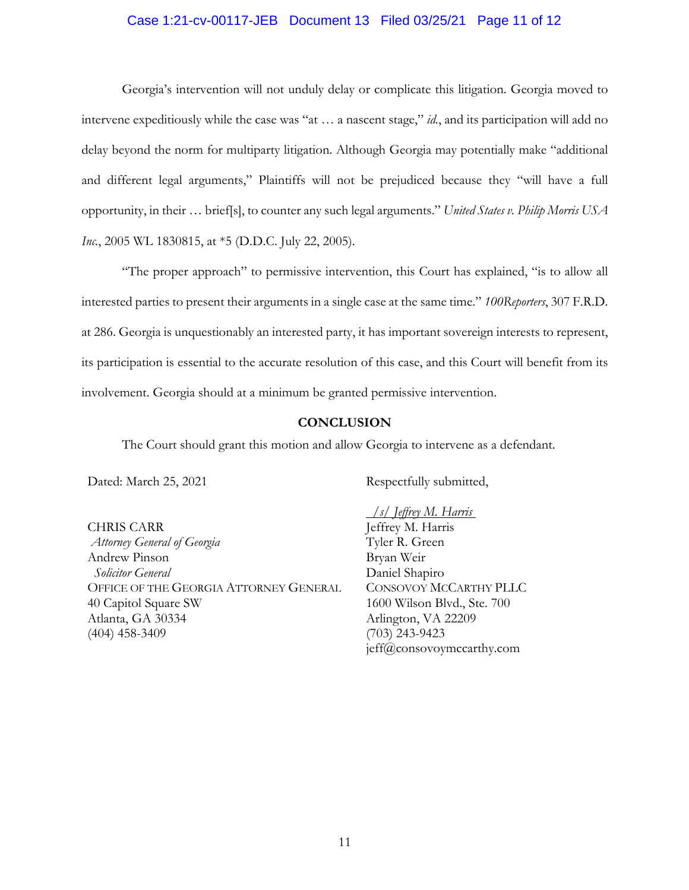Georgia's intervention will not unduly delay or complicate this litigation. Georgia moved to intervene expeditiously while the case was "at … a nascent stage," *id.*, and its participation will add no delay beyond the norm for multiparty litigation. Although Georgia may potentially make "additional and different legal arguments," Plaintiffs will not be prejudiced because they "will have a full opportunity, in their … brief[s], to counter any such legal arguments." *United States v. Philip Morris USA Inc.*, 2005 WL 1830815, at *5 (D.D.C. July 22, 2005).

"The proper approach" to permissive intervention, this Court has explained, "is to allow all interested parties to present their arguments in a single case at the same time." *100Reporters*, 307 F.R.D. at 286. Georgia is unquestionably an interested party, it has important sovereign interests to represent, its participation is essential to the accurate resolution of this case, and this Court will benefit from its involvement. Georgia should at a minimum be granted permissive intervention.

## CONCLUSION

The Court should grant this motion and allow Georgia to intervene as a defendant.

Dated: March 25, 2021

Respectfully submitted,

/s/ *Jeffrey M. Harris*
Jeffrey M. Harris
Tyler R. Green
Bryan Weir
Daniel Shapiro
CONSOVOY MCCARTHY PLLC
1600 Wilson Blvd., Ste. 700
Arlington, VA 22209
(703) 243-9423
jeff@consovoymccarthy.com

CHRIS CARR
*Attorney General of Georgia*
Andrew Pinson
*Solicitor General*
OFFICE OF THE GEORGIA ATTORNEY GENERAL
40 Capitol Square SW
Atlanta, GA 30334
(404) 458-3409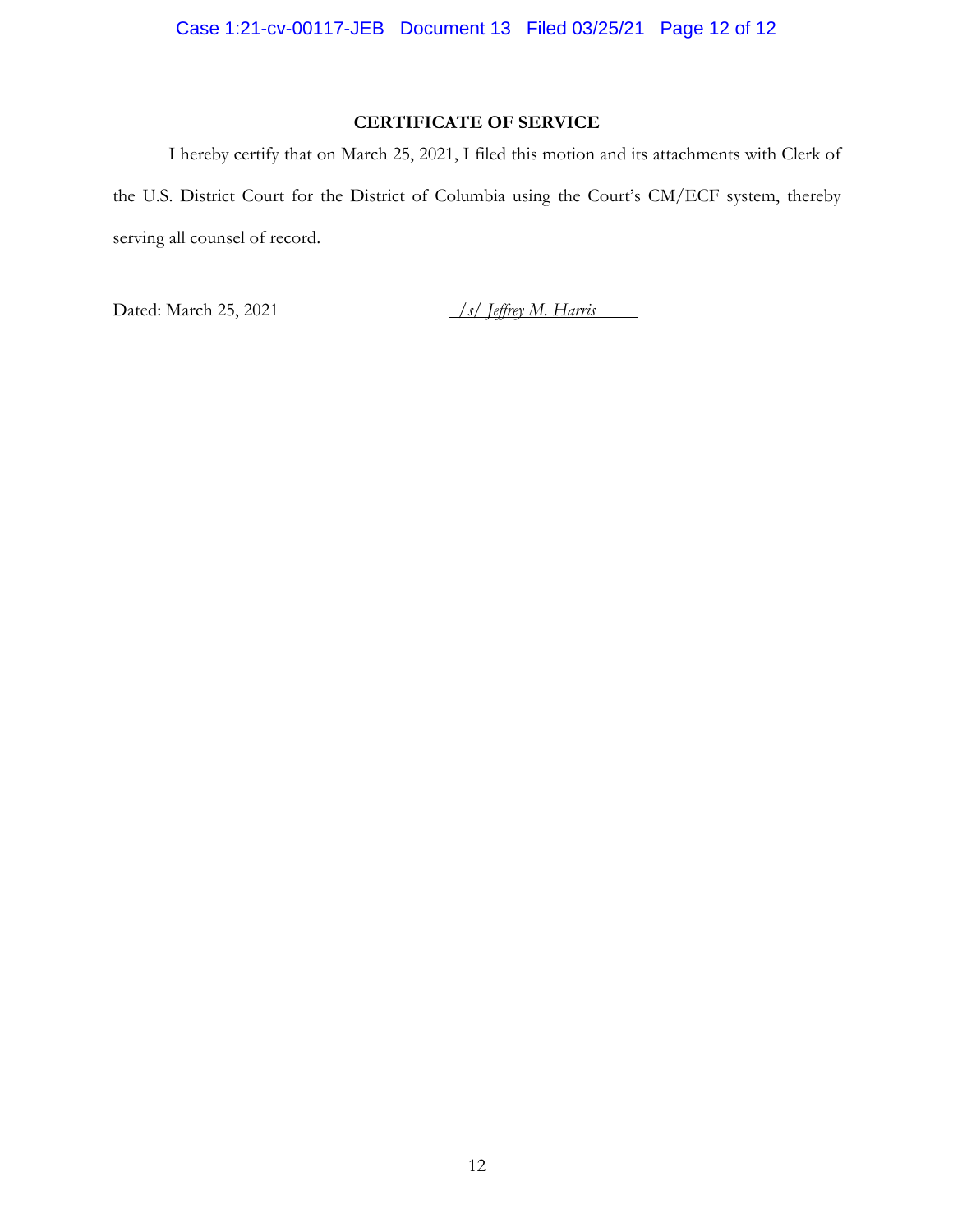## CERTIFICATE OF SERVICE

I hereby certify that on March 25, 2021, I filed this motion and its attachments with Clerk of the U.S. District Court for the District of Columbia using the Court's CM/ECF system, thereby serving all counsel of record.

Dated: March 25, 2021 /s/ *Jeffrey M. Harris*